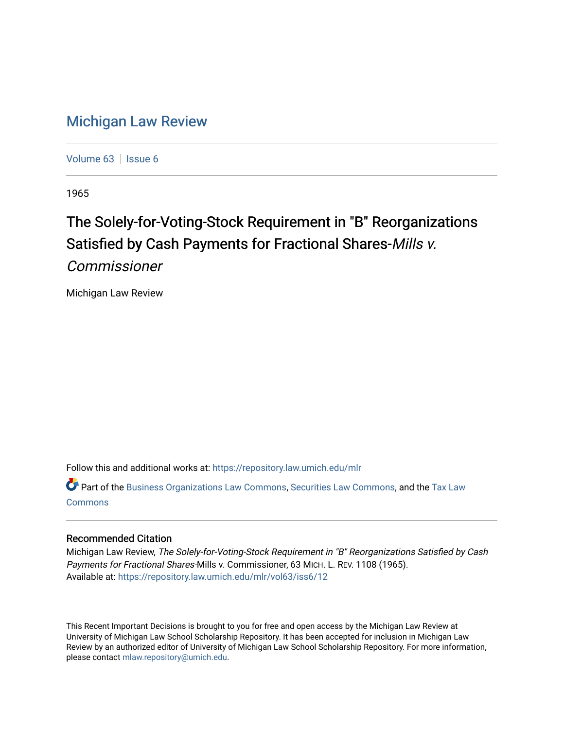# Michigan Law Review

Volume 63 | Issue 6

1965

## The Solely-for-Voting-Stock Requirement in "B" Reorganizations Satisfied by Cash Payments for Fractional Shares-*Mills v. Commissioner*

Michigan Law Review

Follow this and additional works at: https://repository.law.umich.edu/mlr

Part of the Business Organizations Law Commons, Securities Law Commons, and the Tax Law Commons

### Recommended Citation

Michigan Law Review, *The Solely-for-Voting-Stock Requirement in "B" Reorganizations Satisfied by Cash Payments for Fractional Shares*-Mills v. Commissioner, 63 MICH. L. REV. 1108 (1965).
Available at: https://repository.law.umich.edu/mlr/vol63/iss6/12

This Recent Important Decisions is brought to you for free and open access by the Michigan Law Review at University of Michigan Law School Scholarship Repository. It has been accepted for inclusion in Michigan Law Review by an authorized editor of University of Michigan Law School Scholarship Repository. For more information, please contact mlaw.repository@umich.edu.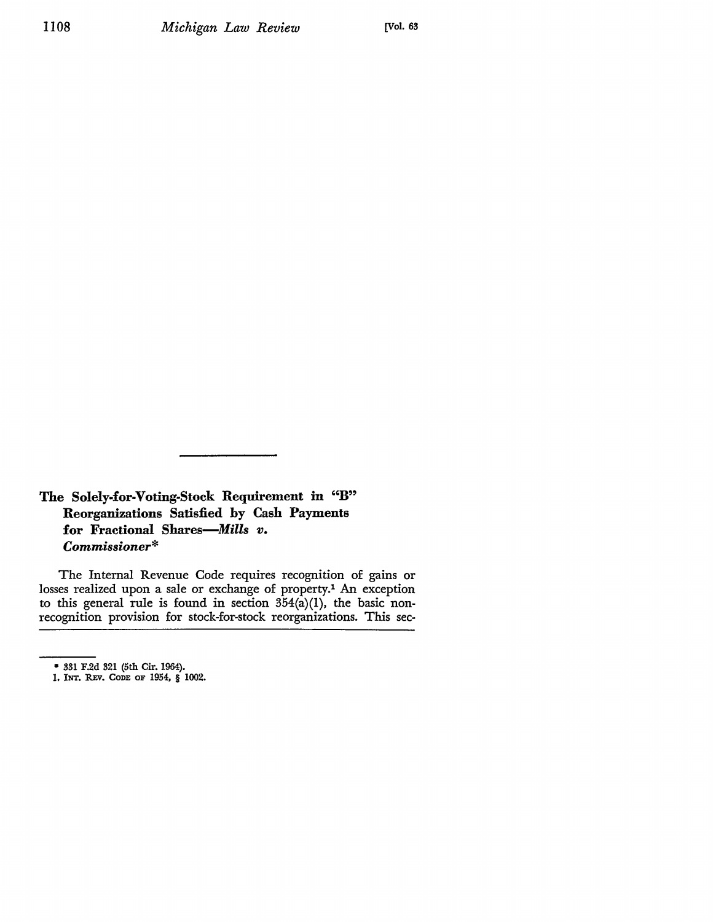## The Solely-for-Voting-Stock Requirement in "B" Reorganizations Satisfied by Cash Payments for Fractional Shares—*Mills v. Commissioner**

The Internal Revenue Code requires recognition of gains or losses realized upon a sale or exchange of property.[1] An exception to this general rule is found in section 354(a)(1), the basic nonrecognition provision for stock-for-stock reorganizations. This sec-

---

\* 331 F.2d 321 (5th Cir. 1964).

1. INT. REV. CODE OF 1954, § 1002.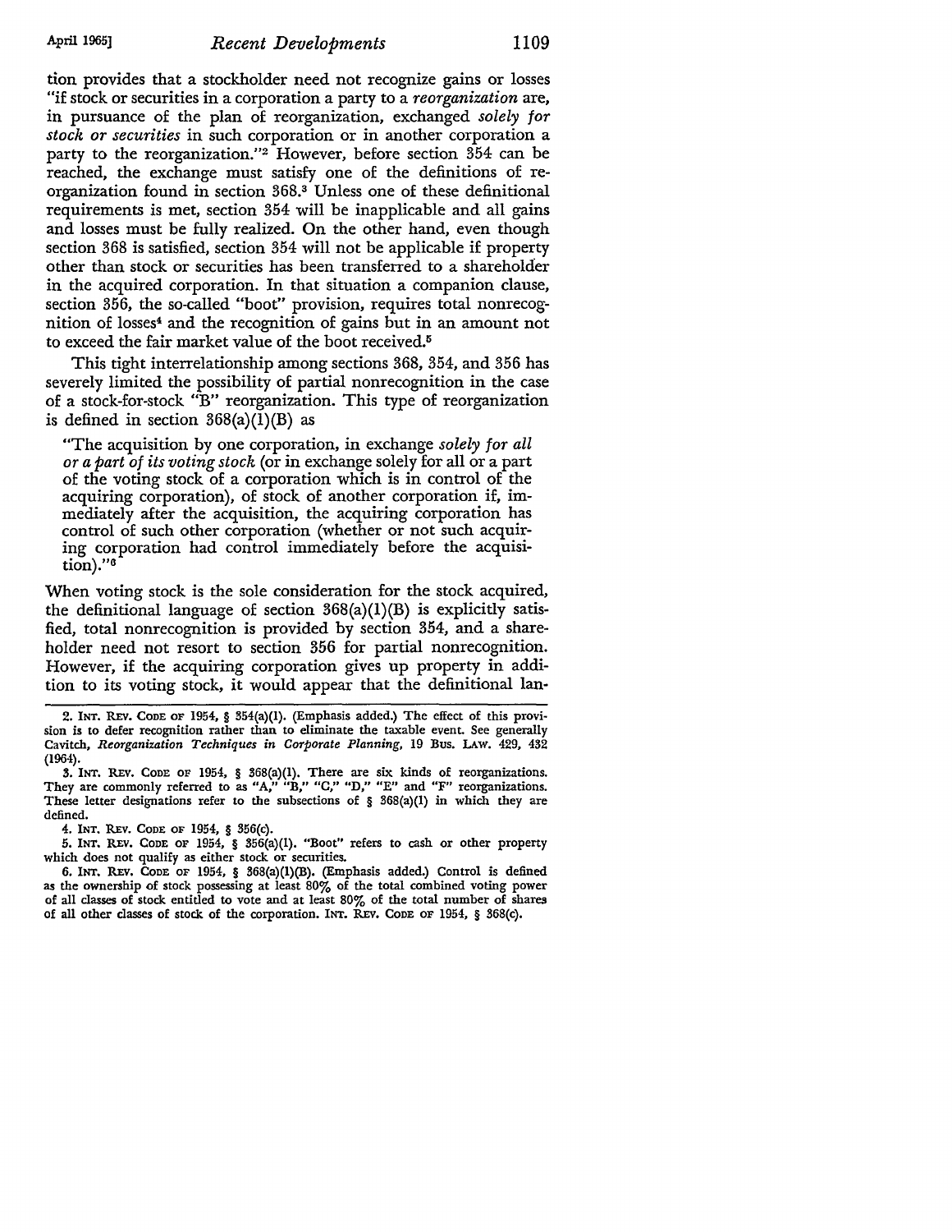tion provides that a stockholder need not recognize gains or losses "if stock or securities in a corporation a party to a *reorganization* are, in pursuance of the plan of reorganization, exchanged *solely for stock or securities* in such corporation or in another corporation a party to the reorganization."[2] However, before section 354 can be reached, the exchange must satisfy one of the definitions of reorganization found in section 368.[3] Unless one of these definitional requirements is met, section 354 will be inapplicable and all gains and losses must be fully realized. On the other hand, even though section 368 is satisfied, section 354 will not be applicable if property other than stock or securities has been transferred to a shareholder in the acquired corporation. In that situation a companion clause, section 356, the so-called "boot" provision, requires total nonrecognition of losses[4] and the recognition of gains but in an amount not to exceed the fair market value of the boot received.[5]

This tight interrelationship among sections 368, 354, and 356 has severely limited the possibility of partial nonrecognition in the case of a stock-for-stock "B" reorganization. This type of reorganization is defined in section 368(a)(1)(B) as

> "The acquisition by one corporation, in exchange *solely for all or a part of its voting stock* (or in exchange solely for all or a part of the voting stock of a corporation which is in control of the acquiring corporation), of stock of another corporation if, immediately after the acquisition, the acquiring corporation has control of such other corporation (whether or not such acquiring corporation had control immediately before the acquisition)."[6]

When voting stock is the sole consideration for the stock acquired, the definitional language of section 368(a)(1)(B) is explicitly satisfied, total nonrecognition is provided by section 354, and a shareholder need not resort to section 356 for partial nonrecognition. However, if the acquiring corporation gives up property in addition to its voting stock, it would appear that the definitional lan-

---

2. INT. REV. CODE OF 1954, § 354(a)(1). (Emphasis added.) The effect of this provision is to defer recognition rather than to eliminate the taxable event. See generally Cavitch, *Reorganization Techniques in Corporate Planning*, 19 BUS. LAW. 429, 432 (1964).

3. INT. REV. CODE OF 1954, § 368(a)(1). There are six kinds of reorganizations. They are commonly referred to as "A," "B," "C," "D," "E" and "F" reorganizations. These letter designations refer to the subsections of § 368(a)(1) in which they are defined.

4. INT. REV. CODE OF 1954, § 356(c).

5. INT. REV. CODE OF 1954, § 356(a)(1). "Boot" refers to cash or other property which does not qualify as either stock or securities.

6. INT. REV. CODE OF 1954, § 368(a)(1)(B). (Emphasis added.) Control is defined as the ownership of stock possessing at least 80% of the total combined voting power of all classes of stock entitled to vote and at least 80% of the total number of shares of all other classes of stock of the corporation. INT. REV. CODE OF 1954, § 368(c).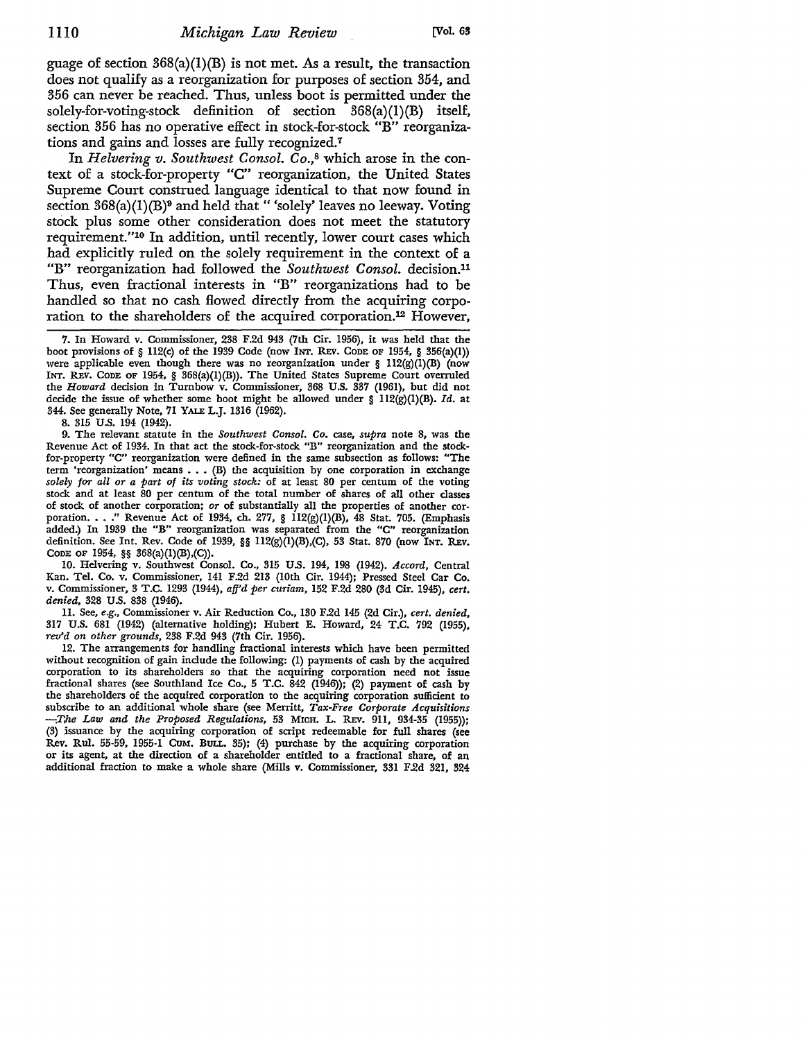guage of section 368(a)(1)(B) is not met. As a result, the transaction does not qualify as a reorganization for purposes of section 354, and 356 can never be reached. Thus, unless boot is permitted under the solely-for-voting-stock definition of section 368(a)(1)(B) itself, section 356 has no operative effect in stock-for-stock "B" reorganizations and gains and losses are fully recognized.[7]

In *Helvering v. Southwest Consol. Co.*,[8] which arose in the context of a stock-for-property "C" reorganization, the United States Supreme Court construed language identical to that now found in section 368(a)(1)(B)[9] and held that " 'solely' leaves no leeway. Voting stock plus some other consideration does not meet the statutory requirement."[10] In addition, until recently, lower court cases which had explicitly ruled on the solely requirement in the context of a "B" reorganization had followed the *Southwest Consol.* decision.[11] Thus, even fractional interests in "B" reorganizations had to be handled so that no cash flowed directly from the acquiring corporation to the shareholders of the acquired corporation.[12] However,

---

7. In Howard v. Commissioner, 238 F.2d 943 (7th Cir. 1956), it was held that the boot provisions of § 112(c) of the 1939 Code (now INT. REV. CODE OF 1954, § 356(a)(1)) were applicable even though there was no reorganization under § 112(g)(1)(B) (now INT. REV. CODE OF 1954, § 368(a)(1)(B)). The United States Supreme Court overruled the *Howard* decision in Turnbow v. Commissioner, 368 U.S. 337 (1961), but did not decide the issue of whether some boot might be allowed under § 112(g)(1)(B). *Id.* at 344. See generally Note, 71 YALE L.J. 1316 (1962).

8. 315 U.S. 194 (1942).

9. The relevant statute in the *Southwest Consol. Co.* case, *supra* note 8, was the Revenue Act of 1934. In that act the stock-for-stock "B" reorganization and the stock-for-property "C" reorganization were defined in the same subsection as follows: "The term 'reorganization' means . . . (B) the acquisition by one corporation in exchange *solely for all or a part of its voting stock:* of at least 80 per centum of the voting stock and at least 80 per centum of the total number of shares of all other classes of stock of another corporation; *or* of substantially all the properties of another corporation. . . ." Revenue Act of 1934, ch. 277, § 112(g)(1)(B), 48 Stat. 705. (Emphasis added.) In 1939 the "B" reorganization was separated from the "C" reorganization definition. See Int. Rev. Code of 1939, §§ 112(g)(1)(B),(C), 53 Stat. 870 (now INT. REV. CODE OF 1954, §§ 368(a)(1)(B),(C)).

10. Helvering v. Southwest Consol. Co., 315 U.S. 194, 198 (1942). *Accord,* Central Kan. Tel. Co. v. Commissioner, 141 F.2d 213 (10th Cir. 1944); Pressed Steel Car Co. v. Commissioner, 3 T.C. 1293 (1944), *aff'd per curiam,* 152 F.2d 280 (3d Cir. 1945), *cert. denied,* 328 U.S. 838 (1946).

11. See, *e.g.*, Commissioner v. Air Reduction Co., 130 F.2d 145 (2d Cir.), *cert. denied,* 317 U.S. 681 (1942) (alternative holding); Hubert E. Howard, 24 T.C. 792 (1955), *rev'd on other grounds,* 238 F.2d 943 (7th Cir. 1956).

12. The arrangements for handling fractional interests which have been permitted without recognition of gain include the following: (1) payments of cash by the acquired corporation to its shareholders so that the acquiring corporation need not issue fractional shares (see Southland Ice Co., 5 T.C. 842 (1946)); (2) payment of cash by the shareholders of the acquired corporation to the acquiring corporation sufficient to subscribe to an additional whole share (see Merritt, *Tax-Free Corporate Acquisitions —The Law and the Proposed Regulations,* 53 MICH. L. REV. 911, 934-35 (1955)); (3) issuance by the acquiring corporation of script redeemable for full shares (see Rev. Rul. 55-59, 1955-1 CUM. BULL. 35); (4) purchase by the acquiring corporation or its agent, at the direction of a shareholder entitled to a fractional share, of an additional fraction to make a whole share (Mills v. Commissioner, 331 F.2d 321, 324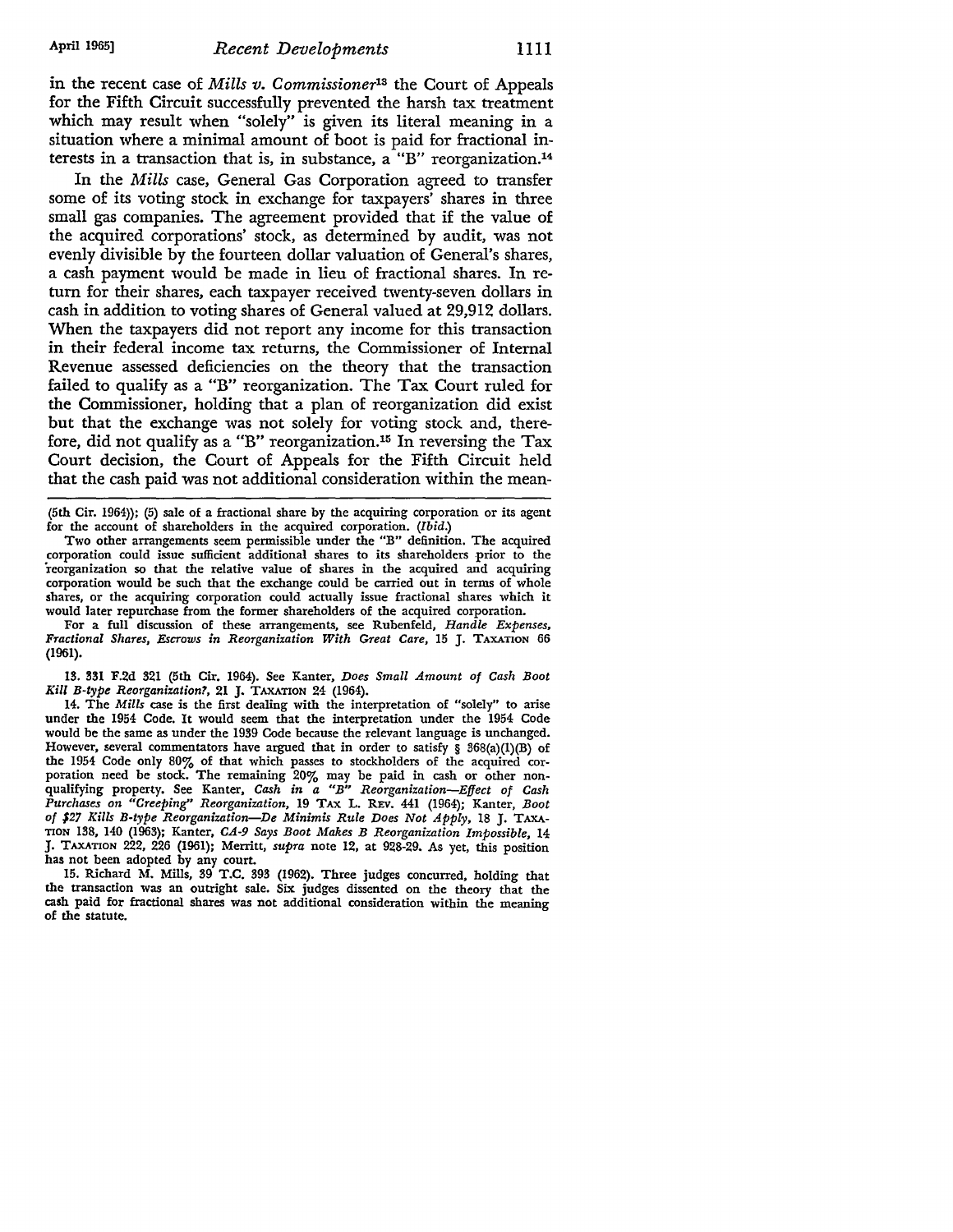in the recent case of *Mills v. Commissioner*[13] the Court of Appeals for the Fifth Circuit successfully prevented the harsh tax treatment which may result when "solely" is given its literal meaning in a situation where a minimal amount of boot is paid for fractional interests in a transaction that is, in substance, a "B" reorganization.[14]

In the *Mills* case, General Gas Corporation agreed to transfer some of its voting stock in exchange for taxpayers' shares in three small gas companies. The agreement provided that if the value of the acquired corporations' stock, as determined by audit, was not evenly divisible by the fourteen dollar valuation of General's shares, a cash payment would be made in lieu of fractional shares. In return for their shares, each taxpayer received twenty-seven dollars in cash in addition to voting shares of General valued at 29,912 dollars. When the taxpayers did not report any income for this transaction in their federal income tax returns, the Commissioner of Internal Revenue assessed deficiencies on the theory that the transaction failed to qualify as a "B" reorganization. The Tax Court ruled for the Commissioner, holding that a plan of reorganization did exist but that the exchange was not solely for voting stock and, therefore, did not qualify as a "B" reorganization.[15] In reversing the Tax Court decision, the Court of Appeals for the Fifth Circuit held that the cash paid was not additional consideration within the mean-

---

(5th Cir. 1964)); (5) sale of a fractional share by the acquiring corporation or its agent for the account of shareholders in the acquired corporation. (*Ibid.*)

Two other arrangements seem permissible under the "B" definition. The acquired corporation could issue sufficient additional shares to its shareholders prior to the reorganization so that the relative value of shares in the acquired and acquiring corporation would be such that the exchange could be carried out in terms of whole shares, or the acquiring corporation could actually issue fractional shares which it would later repurchase from the former shareholders of the acquired corporation.

For a full discussion of these arrangements, see Rubenfeld, *Handle Expenses, Fractional Shares, Escrows in Reorganization With Great Care*, 15 J. TAXATION 66 (1961).

13. 331 F.2d 321 (5th Cir. 1964). See Kanter, *Does Small Amount of Cash Boot Kill B-type Reorganization?*, 21 J. TAXATION 24 (1964).

14. The *Mills* case is the first dealing with the interpretation of "solely" to arise under the 1954 Code. It would seem that the interpretation under the 1954 Code would be the same as under the 1939 Code because the relevant language is unchanged. However, several commentators have argued that in order to satisfy § 368(a)(1)(B) of the 1954 Code only 80% of that which passes to stockholders of the acquired corporation need be stock. The remaining 20% may be paid in cash or other nonqualifying property. See Kanter, *Cash in a "B" Reorganization—Effect of Cash Purchases on "Creeping" Reorganization*, 19 TAX L. REV. 441 (1964); Kanter, *Boot of $27 Kills B-type Reorganization—De Minimis Rule Does Not Apply*, 18 J. TAXATION 138, 140 (1963); Kanter, *CA-9 Says Boot Makes B Reorganization Impossible*, 14 J. TAXATION 222, 226 (1961); Merritt, *supra* note 12, at 928-29. As yet, this position has not been adopted by any court.

15. Richard M. Mills, 39 T.C. 393 (1962). Three judges concurred, holding that the transaction was an outright sale. Six judges dissented on the theory that the cash paid for fractional shares was not additional consideration within the meaning of the statute.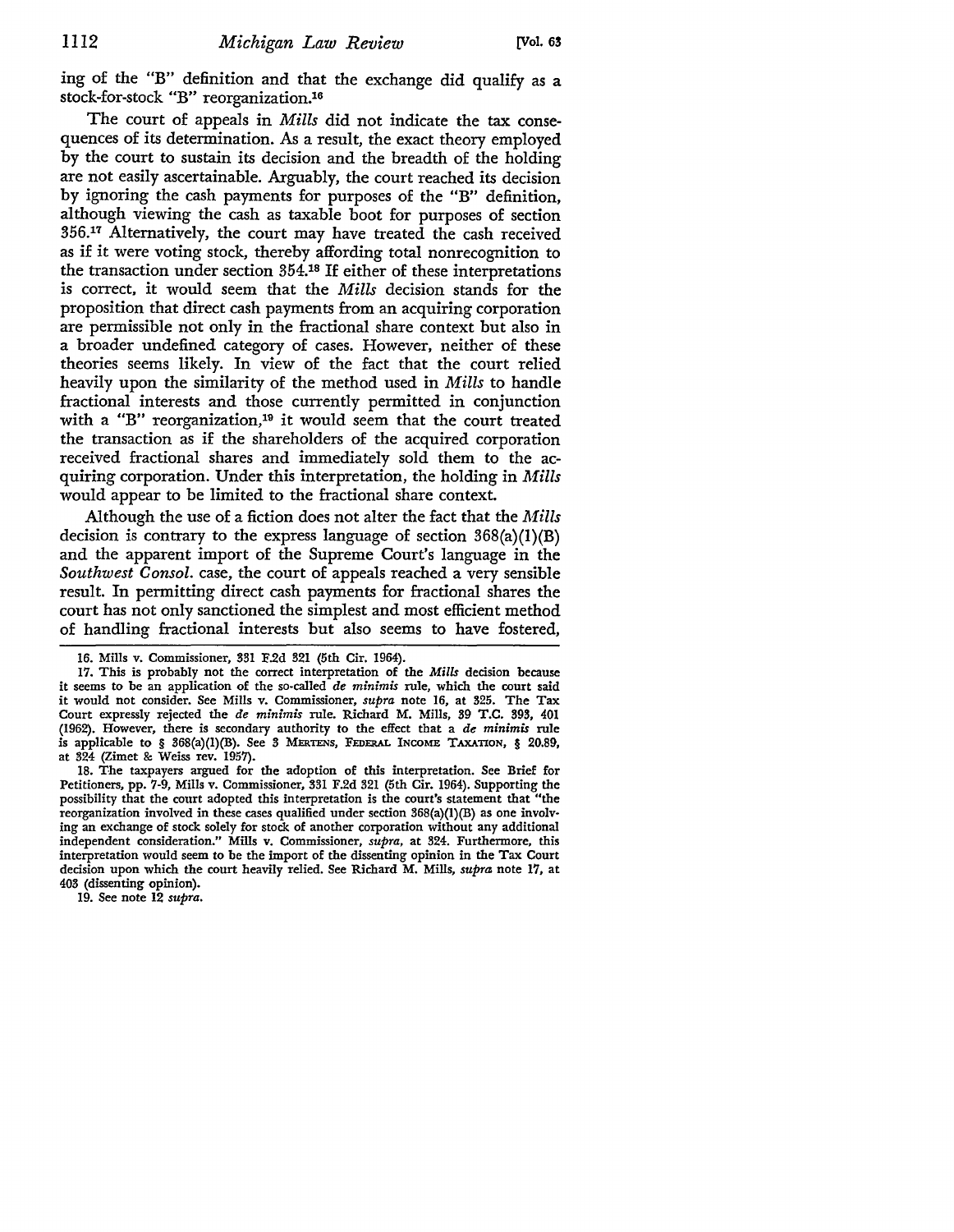ing of the "B" definition and that the exchange did qualify as a stock-for-stock "B" reorganization.[16]

The court of appeals in *Mills* did not indicate the tax consequences of its determination. As a result, the exact theory employed by the court to sustain its decision and the breadth of the holding are not easily ascertainable. Arguably, the court reached its decision by ignoring the cash payments for purposes of the "B" definition, although viewing the cash as taxable boot for purposes of section 356.[17] Alternatively, the court may have treated the cash received as if it were voting stock, thereby affording total nonrecognition to the transaction under section 354.[18] If either of these interpretations is correct, it would seem that the *Mills* decision stands for the proposition that direct cash payments from an acquiring corporation are permissible not only in the fractional share context but also in a broader undefined category of cases. However, neither of these theories seems likely. In view of the fact that the court relied heavily upon the similarity of the method used in *Mills* to handle fractional interests and those currently permitted in conjunction with a "B" reorganization,[19] it would seem that the court treated the transaction as if the shareholders of the acquired corporation received fractional shares and immediately sold them to the acquiring corporation. Under this interpretation, the holding in *Mills* would appear to be limited to the fractional share context.

Although the use of a fiction does not alter the fact that the *Mills* decision is contrary to the express language of section 368(a)(1)(B) and the apparent import of the Supreme Court's language in the *Southwest Consol.* case, the court of appeals reached a very sensible result. In permitting direct cash payments for fractional shares the court has not only sanctioned the simplest and most efficient method of handling fractional interests but also seems to have fostered,

---

16. Mills v. Commissioner, 331 F.2d 321 (5th Cir. 1964).

17. This is probably not the correct interpretation of the *Mills* decision because it seems to be an application of the so-called *de minimis* rule, which the court said it would not consider. See Mills v. Commissioner, *supra* note 16, at 325. The Tax Court expressly rejected the *de minimis* rule. Richard M. Mills, 39 T.C. 393, 401 (1962). However, there is secondary authority to the effect that a *de minimis* rule is applicable to § 368(a)(1)(B). See 3 MERTENS, FEDERAL INCOME TAXATION, § 20.89, at 324 (Zimet & Weiss rev. 1957).

18. The taxpayers argued for the adoption of this interpretation. See Brief for Petitioners, pp. 7-9, Mills v. Commissioner, 331 F.2d 321 (5th Cir. 1964). Supporting the possibility that the court adopted this interpretation is the court's statement that "the reorganization involved in these cases qualified under section 368(a)(1)(B) as one involving an exchange of stock solely for stock of another corporation without any additional independent consideration." Mills v. Commissioner, *supra*, at 324. Furthermore, this interpretation would seem to be the import of the dissenting opinion in the Tax Court decision upon which the court heavily relied. See Richard M. Mills, *supra* note 17, at 403 (dissenting opinion).

19. See note 12 *supra*.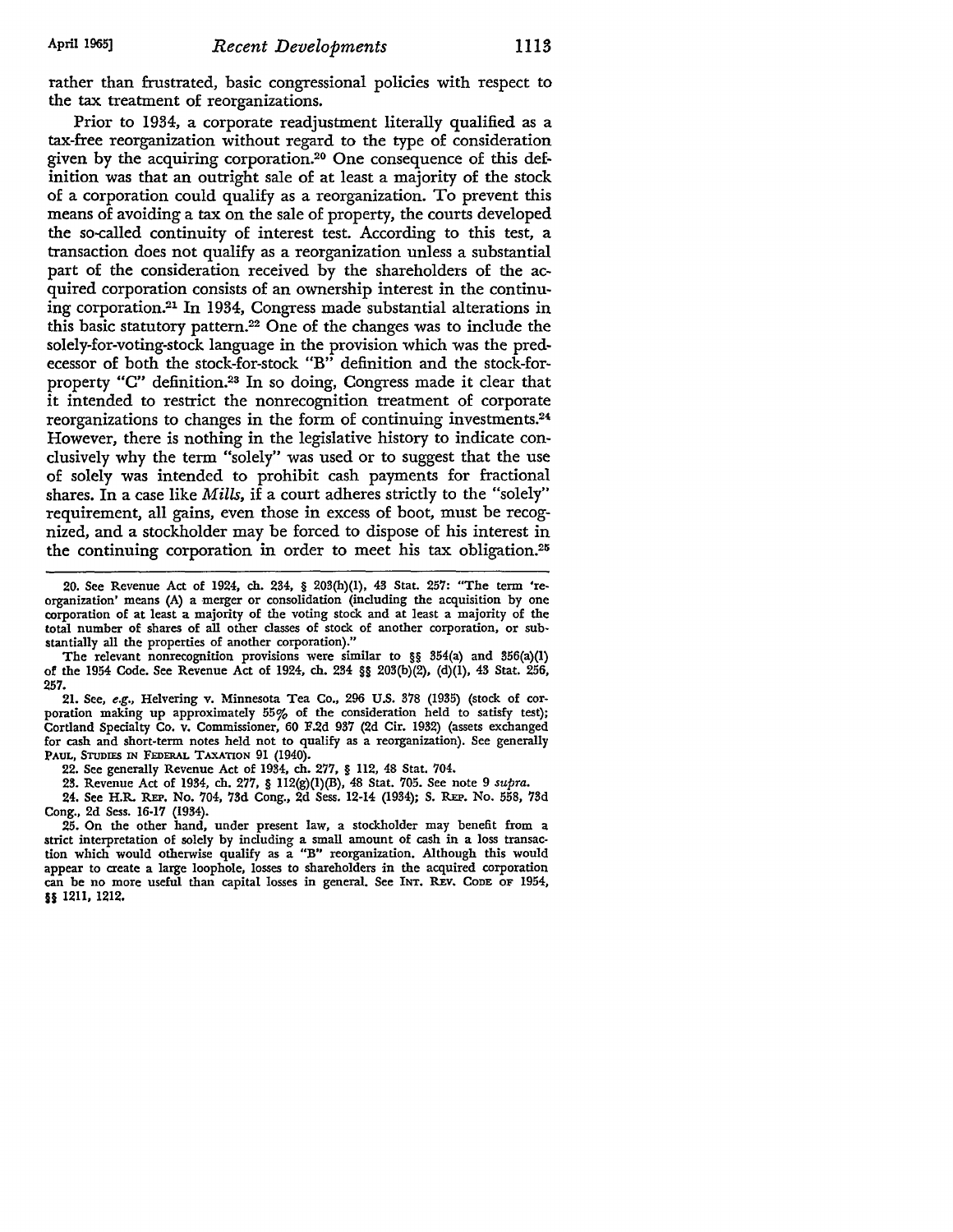rather than frustrated, basic congressional policies with respect to the tax treatment of reorganizations.

Prior to 1934, a corporate readjustment literally qualified as a tax-free reorganization without regard to the type of consideration given by the acquiring corporation.[20] One consequence of this definition was that an outright sale of at least a majority of the stock of a corporation could qualify as a reorganization. To prevent this means of avoiding a tax on the sale of property, the courts developed the so-called continuity of interest test. According to this test, a transaction does not qualify as a reorganization unless a substantial part of the consideration received by the shareholders of the acquired corporation consists of an ownership interest in the continuing corporation.[21] In 1934, Congress made substantial alterations in this basic statutory pattern.[22] One of the changes was to include the solely-for-voting-stock language in the provision which was the predecessor of both the stock-for-stock "B" definition and the stock-for-property "C" definition.[23] In so doing, Congress made it clear that it intended to restrict the nonrecognition treatment of corporate reorganizations to changes in the form of continuing investments.[24] However, there is nothing in the legislative history to indicate conclusively why the term "solely" was used or to suggest that the use of solely was intended to prohibit cash payments for fractional shares. In a case like *Mills*, if a court adheres strictly to the "solely" requirement, all gains, even those in excess of boot, must be recognized, and a stockholder may be forced to dispose of his interest in the continuing corporation in order to meet his tax obligation.[25]

---

20. See Revenue Act of 1924, ch. 234, § 203(h)(1), 43 Stat. 257: "The term 'reorganization' means (A) a merger or consolidation (including the acquisition by one corporation of at least a majority of the voting stock and at least a majority of the total number of shares of all other classes of stock of another corporation, or substantially all the properties of another corporation)."

The relevant nonrecognition provisions were similar to §§ 354(a) and 356(a)(1) of the 1954 Code. See Revenue Act of 1924, ch. 234 §§ 203(b)(2), (d)(1), 43 Stat. 256, 257.

21. See, *e.g.*, Helvering v. Minnesota Tea Co., 296 U.S. 378 (1935) (stock of corporation making up approximately 55% of the consideration held to satisfy test); Cortland Specialty Co. v. Commissioner, 60 F.2d 937 (2d Cir. 1932) (assets exchanged for cash and short-term notes held not to qualify as a reorganization). See generally PAUL, STUDIES IN FEDERAL TAXATION 91 (1940).

22. See generally Revenue Act of 1934, ch. 277, § 112, 48 Stat. 704.

23. Revenue Act of 1934, ch. 277, § 112(g)(1)(B), 48 Stat. 705. See note 9 *supra*.

24. See H.R. REP. No. 704, 73d Cong., 2d Sess. 12-14 (1934); S. REP. No. 558, 73d Cong., 2d Sess. 16-17 (1934).

25. On the other hand, under present law, a stockholder may benefit from a strict interpretation of solely by including a small amount of cash in a loss transaction which would otherwise qualify as a "B" reorganization. Although this would appear to create a large loophole, losses to shareholders in the acquired corporation can be no more useful than capital losses in general. See INT. REV. CODE OF 1954, §§ 1211, 1212.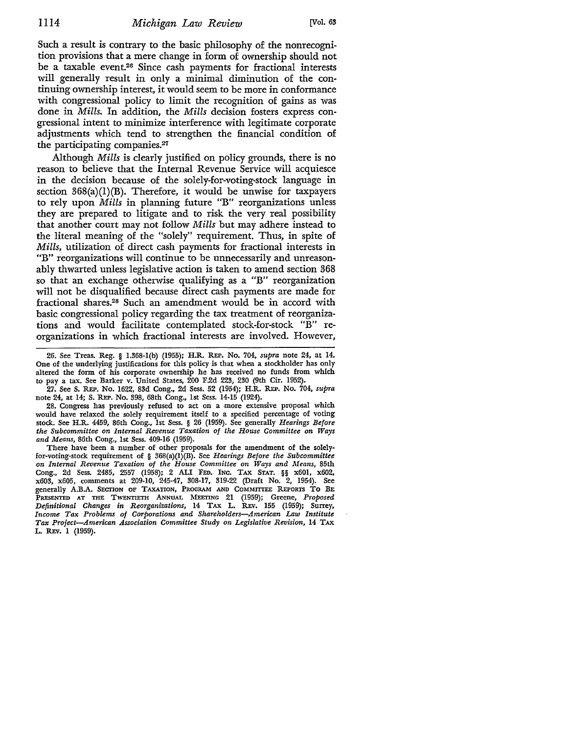Such a result is contrary to the basic philosophy of the nonrecognition provisions that a mere change in form of ownership should not be a taxable event.[26] Since cash payments for fractional interests will generally result in only a minimal diminution of the continuing ownership interest, it would seem to be more in conformance with congressional policy to limit the recognition of gains as was done in *Mills*. In addition, the *Mills* decision fosters express congressional intent to minimize interference with legitimate corporate adjustments which tend to strengthen the financial condition of the participating companies.[27]

Although *Mills* is clearly justified on policy grounds, there is no reason to believe that the Internal Revenue Service will acquiesce in the decision because of the solely-for-voting-stock language in section 368(a)(1)(B). Therefore, it would be unwise for taxpayers to rely upon *Mills* in planning future "B" reorganizations unless they are prepared to litigate and to risk the very real possibility that another court may not follow *Mills* but may adhere instead to the literal meaning of the "solely" requirement. Thus, in spite of *Mills*, utilization of direct cash payments for fractional interests in "B" reorganizations will continue to be unnecessarily and unreasonably thwarted unless legislative action is taken to amend section 368 so that an exchange otherwise qualifying as a "B" reorganization will not be disqualified because direct cash payments are made for fractional shares.[28] Such an amendment would be in accord with basic congressional policy regarding the tax treatment of reorganizations and would facilitate contemplated stock-for-stock "B" reorganizations in which fractional interests are involved. However,

---

26. See Treas. Reg. § 1.368-1(b) (1955); H.R. REP. No. 704, *supra* note 24, at 14. One of the underlying justifications for this policy is that when a stockholder has only altered the form of his corporate ownership he has received no funds from which to pay a tax. See Barker v. United States, 200 F.2d 223, 230 (9th Cir. 1952).

27. See S. REP. No. 1622, 83d Cong., 2d Sess. 52 (1954); H.R. REP. No. 704, *supra* note 24, at 14; S. REP. No. 398, 68th Cong., 1st Sess. 14-15 (1924).

28. Congress has previously refused to act on a more extensive proposal which would have relaxed the solely requirement itself to a specified percentage of voting stock. See H.R. 4459, 86th Cong., 1st Sess. § 26 (1959). See generally *Hearings Before the Subcommittee on Internal Revenue Taxation of the House Committee on Ways and Means*, 86th Cong., 1st Sess. 409-16 (1959).

There have been a number of other proposals for the amendment of the solely-for-voting-stock requirement of § 368(a)(1)(B). See *Hearings Before the Subcommittee on Internal Revenue Taxation of the House Committee on Ways and Means*, 85th Cong., 2d Sess. 2485, 2557 (1958); 2 ALI FED. INC. TAX STAT. §§ x601, x602, x603, x605, comments at 209-10, 245-47, 308-17, 319-22 (Draft No. 2, 1954). See generally A.B.A. SECTION OF TAXATION, PROGRAM AND COMMITTEE REPORTS TO BE PRESENTED AT THE TWENTIETH ANNUAL MEETING 21 (1959); Greene, *Proposed Definitional Changes in Reorganizations*, 14 TAX L. REV. 155 (1959); Surrey, *Income Tax Problems of Corporations and Shareholders—American Law Institute Tax Project—American Association Committee Study on Legislative Revision*, 14 TAX L. REV. 1 (1959).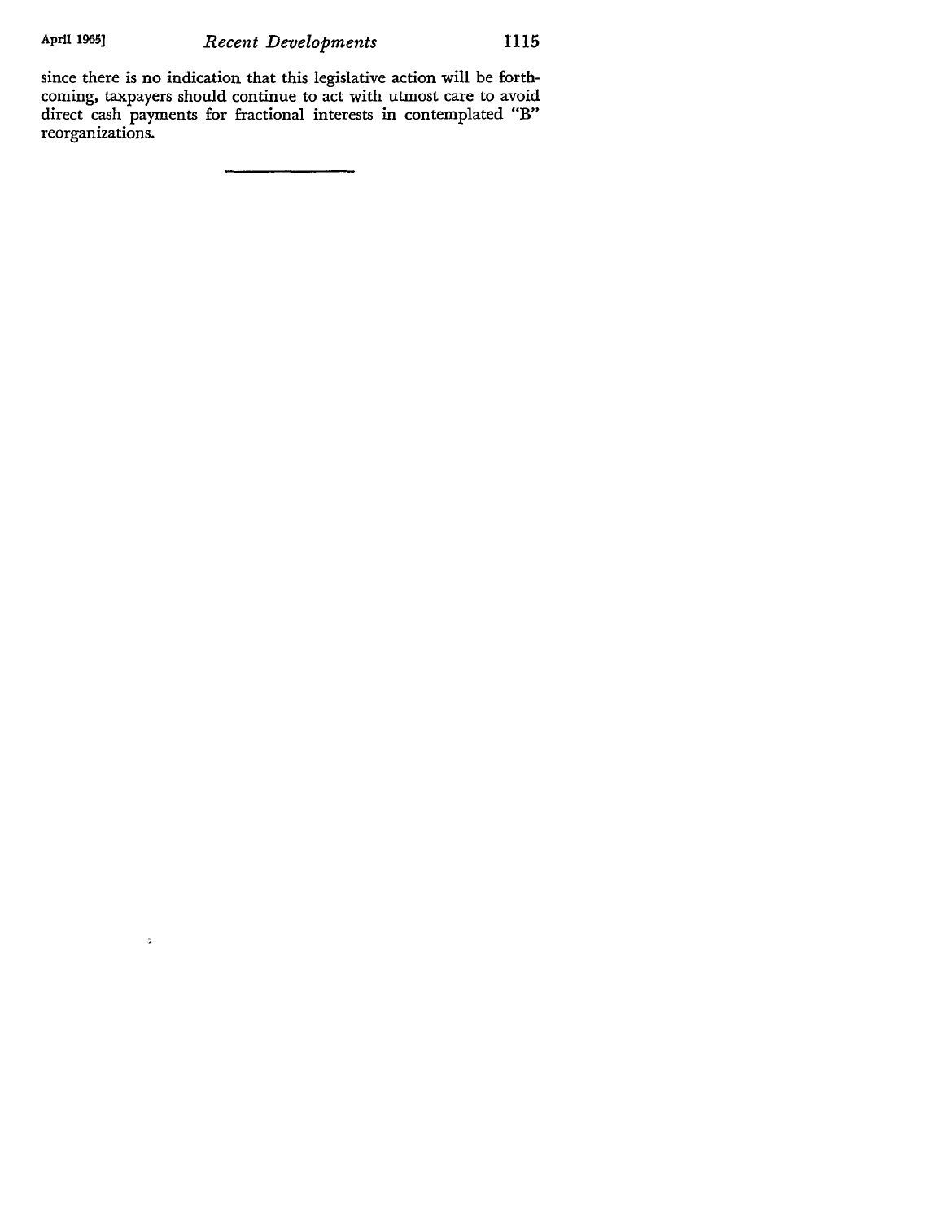since there is no indication that this legislative action will be forthcoming, taxpayers should continue to act with utmost care to avoid direct cash payments for fractional interests in contemplated "B" reorganizations.

---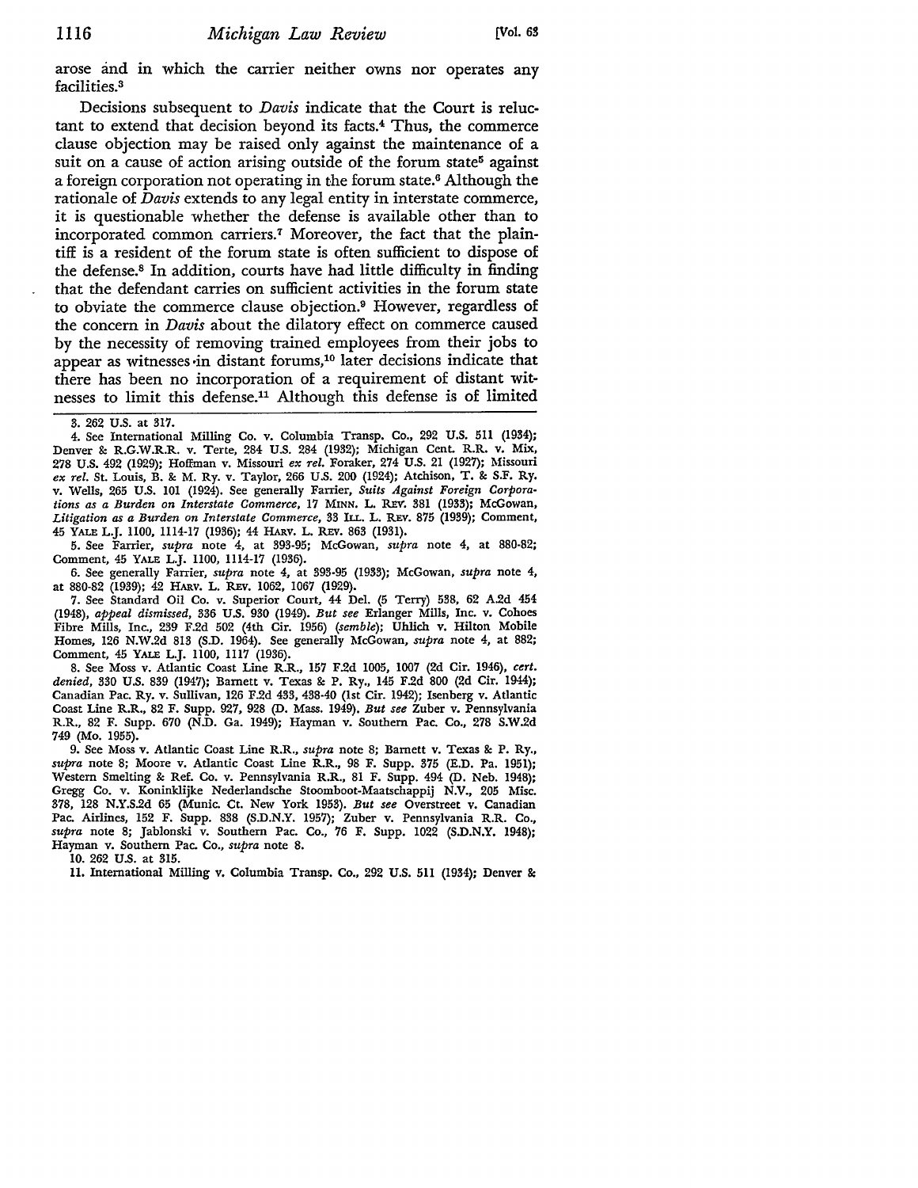arose and in which the carrier neither owns nor operates any facilities.[3]

Decisions subsequent to *Davis* indicate that the Court is reluctant to extend that decision beyond its facts.[4] Thus, the commerce clause objection may be raised only against the maintenance of a suit on a cause of action arising outside of the forum state[5] against a foreign corporation not operating in the forum state.[6] Although the rationale of *Davis* extends to any legal entity in interstate commerce, it is questionable whether the defense is available other than to incorporated common carriers.[7] Moreover, the fact that the plaintiff is a resident of the forum state is often sufficient to dispose of the defense.[8] In addition, courts have had little difficulty in finding that the defendant carries on sufficient activities in the forum state to obviate the commerce clause objection.[9] However, regardless of the concern in *Davis* about the dilatory effect on commerce caused by the necessity of removing trained employees from their jobs to appear as witnesses in distant forums,[10] later decisions indicate that there has been no incorporation of a requirement of distant witnesses to limit this defense.[11] Although this defense is of limited

---

3. 262 U.S. at 317.

4. See International Milling Co. v. Columbia Transp. Co., 292 U.S. 511 (1934); Denver & R.G.W.R.R. v. Terte, 284 U.S. 284 (1932); Michigan Cent. R.R. v. Mix, 278 U.S. 492 (1929); Hoffman v. Missouri *ex rel.* Foraker, 274 U.S. 21 (1927); Missouri *ex rel.* St. Louis, B. & M. Ry. v. Taylor, 266 U.S. 200 (1924); Atchison, T. & S.F. Ry. v. Wells, 265 U.S. 101 (1924). See generally Farrier, *Suits Against Foreign Corporations as a Burden on Interstate Commerce*, 17 MINN. L. REV. 381 (1933); McGowan, *Litigation as a Burden on Interstate Commerce*, 33 ILL. L. REV. 875 (1939); Comment, 45 YALE L.J. 1100, 1114-17 (1936); 44 HARV. L. REV. 863 (1931).

5. See Farrier, *supra* note 4, at 393-95; McGowan, *supra* note 4, at 880-82; Comment, 45 YALE L.J. 1100, 1114-17 (1936).

6. See generally Farrier, *supra* note 4, at 393-95 (1933); McGowan, *supra* note 4, at 880-82 (1939); 42 HARV. L. REV. 1062, 1067 (1929).

7. See Standard Oil Co. v. Superior Court, 44 Del. (5 Terry) 538, 62 A.2d 454 (1948), *appeal dismissed*, 336 U.S. 930 (1949). *But see* Erlanger Mills, Inc. v. Cohoes Fibre Mills, Inc., 239 F.2d 502 (4th Cir. 1956) (*semble*); Uhlich v. Hilton Mobile Homes, 126 N.W.2d 813 (S.D. 1964). See generally McGowan, *supra* note 4, at 882; Comment, 45 YALE L.J. 1100, 1117 (1936).

8. See Moss v. Atlantic Coast Line R.R., 157 F.2d 1005, 1007 (2d Cir. 1946), *cert. denied*, 330 U.S. 839 (1947); Barnett v. Texas & P. Ry., 145 F.2d 800 (2d Cir. 1944); Canadian Pac. Ry. v. Sullivan, 126 F.2d 433, 438-40 (1st Cir. 1942); Isenberg v. Atlantic Coast Line R.R., 82 F. Supp. 927, 928 (D. Mass. 1949). *But see* Zuber v. Pennsylvania R.R., 82 F. Supp. 670 (N.D. Ga. 1949); Hayman v. Southern Pac. Co., 278 S.W.2d 749 (Mo. 1955).

9. See Moss v. Atlantic Coast Line R.R., *supra* note 8; Barnett v. Texas & P. Ry., *supra* note 8; Moore v. Atlantic Coast Line R.R., 98 F. Supp. 375 (E.D. Pa. 1951); Western Smelting & Ref. Co. v. Pennsylvania R.R., 81 F. Supp. 494 (D. Neb. 1948); Gregg Co. v. Koninklijke Nederlandsche Stoomboot-Maatschappij N.V., 205 Misc. 378, 128 N.Y.S.2d 65 (Munic. Ct. New York 1953). *But see* Overstreet v. Canadian Pac. Airlines, 152 F. Supp. 838 (S.D.N.Y. 1957); Zuber v. Pennsylvania R.R. Co., *supra* note 8; Jablonski v. Southern Pac. Co., 76 F. Supp. 1022 (S.D.N.Y. 1948); Hayman v. Southern Pac. Co., *supra* note 8.

10. 262 U.S. at 315.

11. International Milling v. Columbia Transp. Co., 292 U.S. 511 (1934); Denver &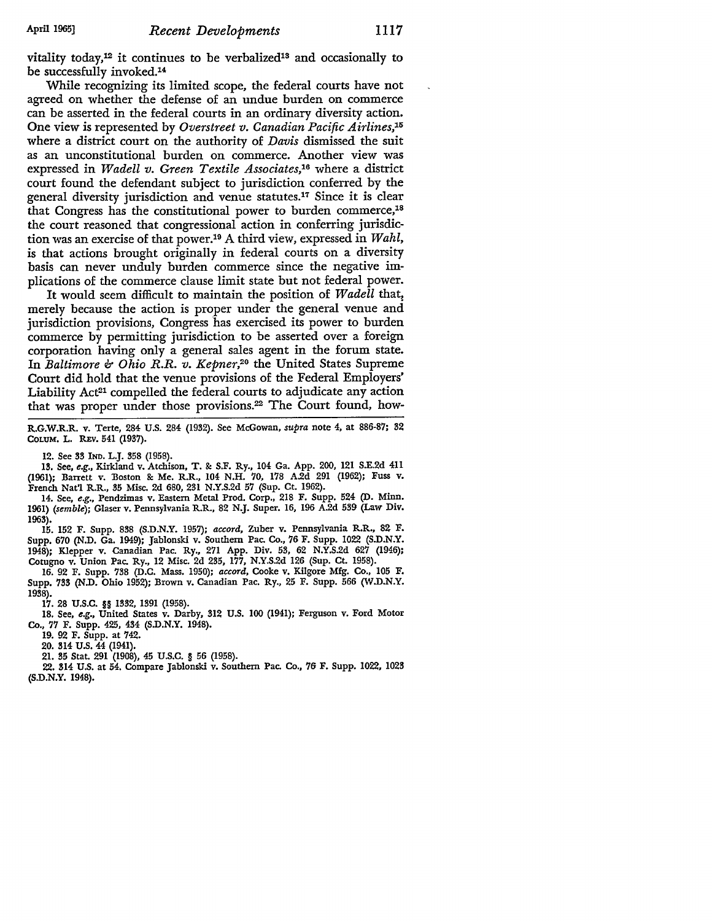vitality today,[12] it continues to be verbalized[13] and occasionally to be successfully invoked.[14]

While recognizing its limited scope, the federal courts have not agreed on whether the defense of an undue burden on commerce can be asserted in the federal courts in an ordinary diversity action. One view is represented by *Overstreet v. Canadian Pacific Airlines*,[15] where a district court on the authority of *Davis* dismissed the suit as an unconstitutional burden on commerce. Another view was expressed in *Wadell v. Green Textile Associates*,[16] where a district court found the defendant subject to jurisdiction conferred by the general diversity jurisdiction and venue statutes.[17] Since it is clear that Congress has the constitutional power to burden commerce,[18] the court reasoned that congressional action in conferring jurisdiction was an exercise of that power.[19] A third view, expressed in *Wahl*, is that actions brought originally in federal courts on a diversity basis can never unduly burden commerce since the negative implications of the commerce clause limit state but not federal power.

It would seem difficult to maintain the position of *Wadell* that, merely because the action is proper under the general venue and jurisdiction provisions, Congress has exercised its power to burden commerce by permitting jurisdiction to be asserted over a foreign corporation having only a general sales agent in the forum state. In *Baltimore & Ohio R.R. v. Kepner*,[20] the United States Supreme Court did hold that the venue provisions of the Federal Employers' Liability Act[21] compelled the federal courts to adjudicate any action that was proper under those provisions.[22] The Court found, how-

---

R.G.W.R.R. v. Terte, 284 U.S. 284 (1932). See McGowan, *supra* note 4, at 886-87; 32 COLUM. L. REV. 541 (1937).

12. See 33 IND. L.J. 358 (1958).

13. See, *e.g.*, Kirkland v. Atchison, T. & S.F. Ry., 104 Ga. App. 200, 121 S.E.2d 411 (1961); Barrett v. Boston & Me. R.R., 104 N.H. 70, 178 A.2d 291 (1962); Fuss v. French Nat'l R.R., 35 Misc. 2d 680, 231 N.Y.S.2d 57 (Sup. Ct. 1962).

14. See, *e.g.*, Pendzimas v. Eastern Metal Prod. Corp., 218 F. Supp. 524 (D. Minn. 1961) (*semble*); Glaser v. Pennsylvania R.R., 82 N.J. Super. 16, 196 A.2d 539 (Law Div. 1963).

15. 152 F. Supp. 838 (S.D.N.Y. 1957); *accord*, Zuber v. Pennsylvania R.R., 82 F. Supp. 670 (N.D. Ga. 1949); Jablonski v. Southern Pac. Co., 76 F. Supp. 1022 (S.D.N.Y. 1948); Klepper v. Canadian Pac. Ry., 271 App. Div. 53, 62 N.Y.S.2d 627 (1946); Cotugno v. Union Pac. Ry., 12 Misc. 2d 235, 177, N.Y.S.2d 126 (Sup. Ct. 1958).

16. 92 F. Supp. 738 (D.C. Mass. 1950); *accord*, Cooke v. Kilgore Mfg. Co., 105 F. Supp. 733 (N.D. Ohio 1952); Brown v. Canadian Pac. Ry., 25 F. Supp. 566 (W.D.N.Y. 1938).

17. 28 U.S.C. §§ 1332, 1391 (1958).

18. See, *e.g.*, United States v. Darby, 312 U.S. 100 (1941); Ferguson v. Ford Motor Co., 77 F. Supp. 425, 434 (S.D.N.Y. 1948).

19. 92 F. Supp. at 742.

20. 314 U.S. 44 (1941).

21. 35 Stat. 291 (1908), 45 U.S.C. § 56 (1958).

22. 314 U.S. at 54. Compare Jablonski v. Southern Pac. Co., 76 F. Supp. 1022, 1023 (S.D.N.Y. 1948).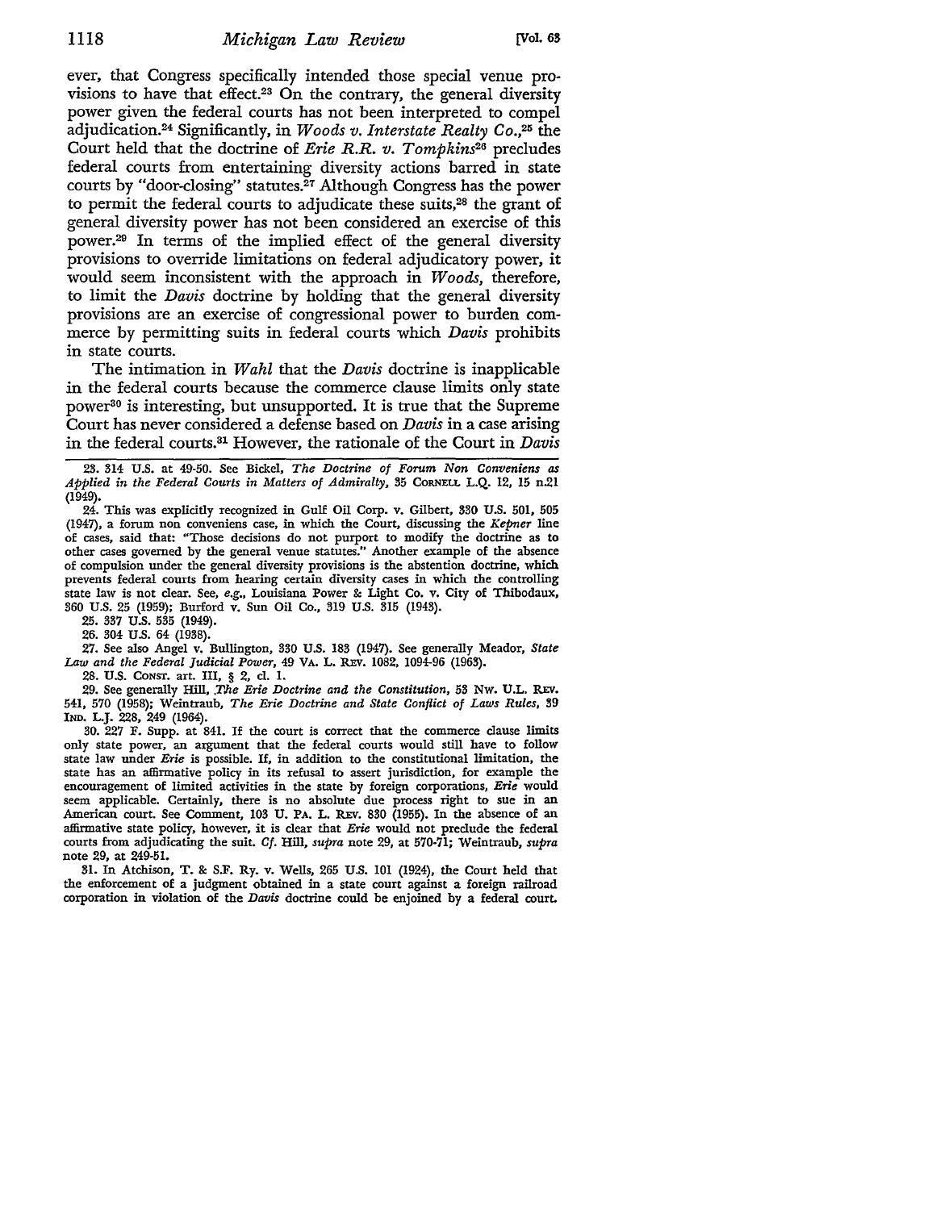ever, that Congress specifically intended those special venue provisions to have that effect.[23] On the contrary, the general diversity power given the federal courts has not been interpreted to compel adjudication.[24] Significantly, in *Woods v. Interstate Realty Co.*,[25] the Court held that the doctrine of *Erie R.R. v. Tompkins*[26] precludes federal courts from entertaining diversity actions barred in state courts by "door-closing" statutes.[27] Although Congress has the power to permit the federal courts to adjudicate these suits,[28] the grant of general diversity power has not been considered an exercise of this power.[29] In terms of the implied effect of the general diversity provisions to override limitations on federal adjudicatory power, it would seem inconsistent with the approach in *Woods*, therefore, to limit the *Davis* doctrine by holding that the general diversity provisions are an exercise of congressional power to burden commerce by permitting suits in federal courts which *Davis* prohibits in state courts.

The intimation in *Wahl* that the *Davis* doctrine is inapplicable in the federal courts because the commerce clause limits only state power[30] is interesting, but unsupported. It is true that the Supreme Court has never considered a defense based on *Davis* in a case arising in the federal courts.[31] However, the rationale of the Court in *Davis*

23. 314 U.S. at 49-50. See Bickel, *The Doctrine of Forum Non Conveniens as Applied in the Federal Courts in Matters of Admiralty*, 35 CORNELL L.Q. 12, 15 n.21 (1949).

24. This was explicitly recognized in Gulf Oil Corp. v. Gilbert, 330 U.S. 501, 505 (1947), a forum non conveniens case, in which the Court, discussing the *Kepner* line of cases, said that: "Those decisions do not purport to modify the doctrine as to other cases governed by the general venue statutes." Another example of the absence of compulsion under the general diversity provisions is the abstention doctrine, which prevents federal courts from hearing certain diversity cases in which the controlling state law is not clear. See, *e.g.*, Louisiana Power & Light Co. v. City of Thibodaux, 360 U.S. 25 (1959); Burford v. Sun Oil Co., 319 U.S. 315 (1943).

25. 337 U.S. 535 (1949).

26. 304 U.S. 64 (1938).

27. See also Angel v. Bullington, 330 U.S. 183 (1947). See generally Meador, *State Law and the Federal Judicial Power*, 49 VA. L. REV. 1082, 1094-96 (1963).

28. U.S. CONST. art. III, § 2, cl. 1.

29. See generally Hill, *The Erie Doctrine and the Constitution*, 53 NW. U.L. REV. 541, 570 (1958); Weintraub, *The Erie Doctrine and State Conflict of Laws Rules*, 39 IND. L.J. 228, 249 (1964).

30. 227 F. Supp. at 841. If the court is correct that the commerce clause limits only state power, an argument that the federal courts would still have to follow state law under *Erie* is possible. If, in addition to the constitutional limitation, the state has an affirmative policy in its refusal to assert jurisdiction, for example the encouragement of limited activities in the state by foreign corporations, *Erie* would seem applicable. Certainly, there is no absolute due process right to sue in an American court. See Comment, 103 U. PA. L. REV. 830 (1955). In the absence of an affirmative state policy, however, it is clear that *Erie* would not preclude the federal courts from adjudicating the suit. *Cf.* Hill, *supra* note 29, at 570-71; Weintraub, *supra* note 29, at 249-51.

31. In Atchison, T. & S.F. Ry. v. Wells, 265 U.S. 101 (1924), the Court held that the enforcement of a judgment obtained in a state court against a foreign railroad corporation in violation of the *Davis* doctrine could be enjoined by a federal court.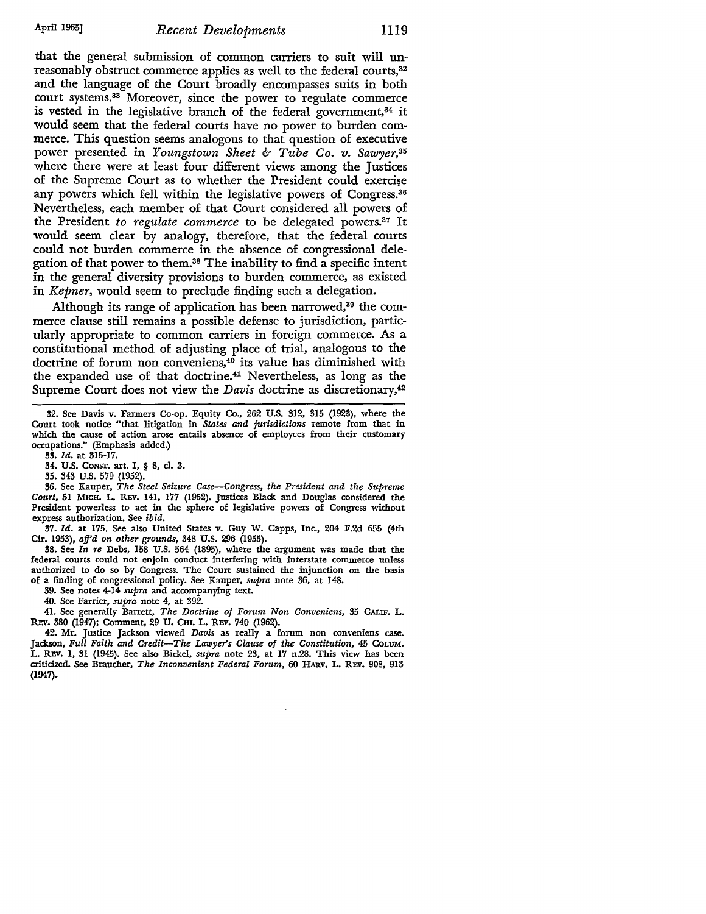that the general submission of common carriers to suit will unreasonably obstruct commerce applies as well to the federal courts,[32] and the language of the Court broadly encompasses suits in both court systems.[33] Moreover, since the power to regulate commerce is vested in the legislative branch of the federal government,[34] it would seem that the federal courts have no power to burden commerce. This question seems analogous to that question of executive power presented in *Youngstown Sheet & Tube Co. v. Sawyer*,[35] where there were at least four different views among the Justices of the Supreme Court as to whether the President could exercise any powers which fell within the legislative powers of Congress.[36] Nevertheless, each member of that Court considered all powers of the President *to regulate commerce* to be delegated powers.[37] It would seem clear by analogy, therefore, that the federal courts could not burden commerce in the absence of congressional delegation of that power to them.[38] The inability to find a specific intent in the general diversity provisions to burden commerce, as existed in *Kepner*, would seem to preclude finding such a delegation.

Although its range of application has been narrowed,[39] the commerce clause still remains a possible defense to jurisdiction, particularly appropriate to common carriers in foreign commerce. As a constitutional method of adjusting place of trial, analogous to the doctrine of forum non conveniens,[40] its value has diminished with the expanded use of that doctrine.[41] Nevertheless, as long as the Supreme Court does not view the *Davis* doctrine as discretionary,[42]

---

32. See Davis v. Farmers Co-op. Equity Co., 262 U.S. 312, 315 (1923), where the Court took notice "that litigation in *States and jurisdictions* remote from that in which the cause of action arose entails absence of employees from their customary occupations." (Emphasis added.)

33. *Id.* at 315-17.

34. U.S. CONST. art. I, § 8, cl. 3.

35. 343 U.S. 579 (1952).

36. See Kauper, *The Steel Seizure Case—Congress, the President and the Supreme Court*, 51 MICH. L. REV. 141, 177 (1952). Justices Black and Douglas considered the President powerless to act in the sphere of legislative powers of Congress without express authorization. See *ibid.*

37. *Id.* at 175. See also United States v. Guy W. Capps, Inc., 204 F.2d 655 (4th Cir. 1953), *aff'd on other grounds*, 348 U.S. 296 (1955).

38. See *In re* Debs, 158 U.S. 564 (1895), where the argument was made that the federal courts could not enjoin conduct interfering with interstate commerce unless authorized to do so by Congress. The Court sustained the injunction on the basis of a finding of congressional policy. See Kauper, *supra* note 36, at 148.

39. See notes 4-14 *supra* and accompanying text.

40. See Farrier, *supra* note 4, at 392.

41. See generally Barrett, *The Doctrine of Forum Non Conveniens*, 35 CALIF. L. REV. 380 (1947); Comment, 29 U. CHI. L. REV. 740 (1962).

42. Mr. Justice Jackson viewed *Davis* as really a forum non conveniens case. Jackson, *Full Faith and Credit—The Lawyer's Clause of the Constitution*, 45 COLUM. L. REV. 1, 31 (1945). See also Bickel, *supra* note 23, at 17 n.28. This view has been criticized. See Braucher, *The Inconvenient Federal Forum*, 60 HARV. L. REV. 908, 913 (1947).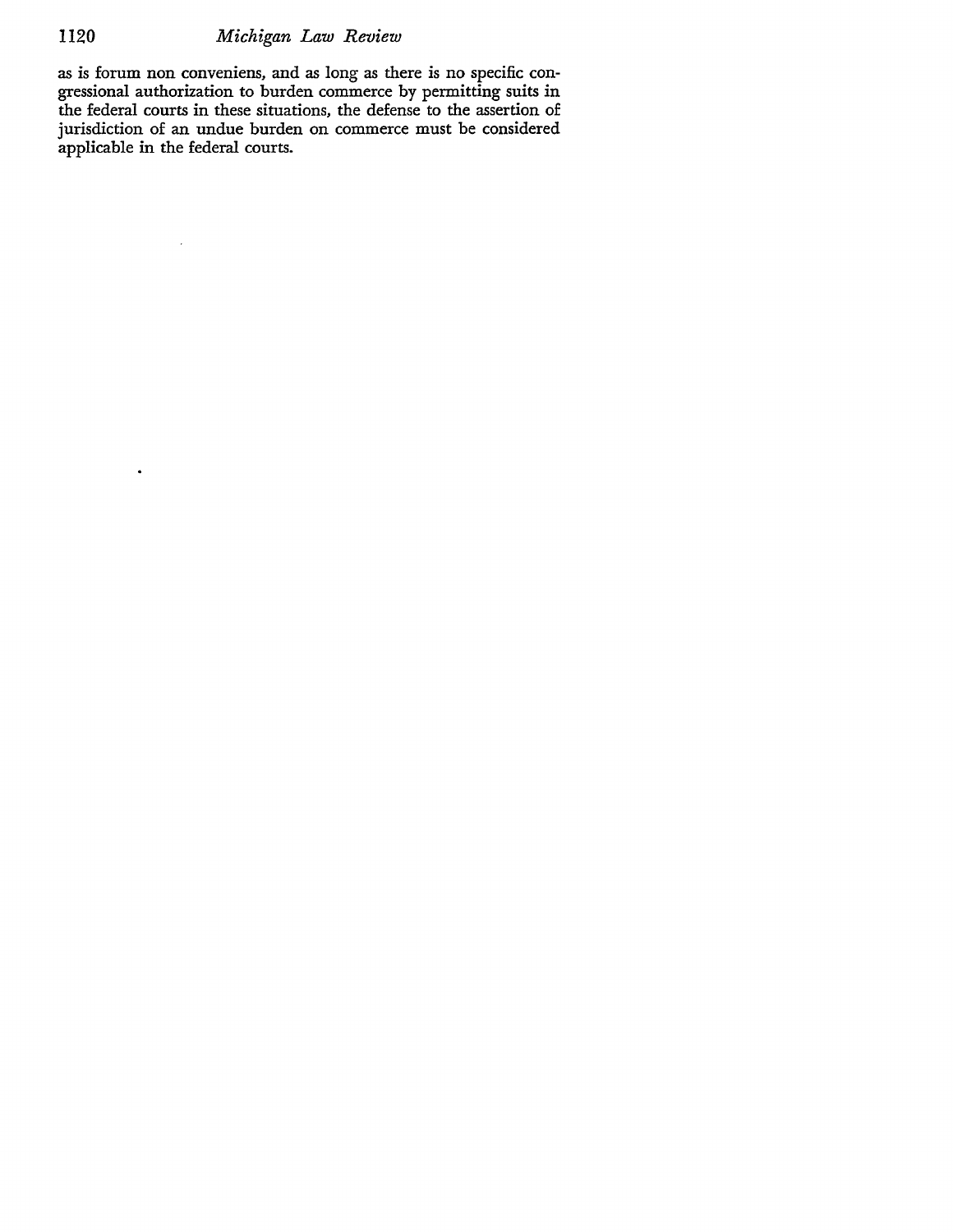as is forum non conveniens, and as long as there is no specific congressional authorization to burden commerce by permitting suits in the federal courts in these situations, the defense to the assertion of jurisdiction of an undue burden on commerce must be considered applicable in the federal courts.